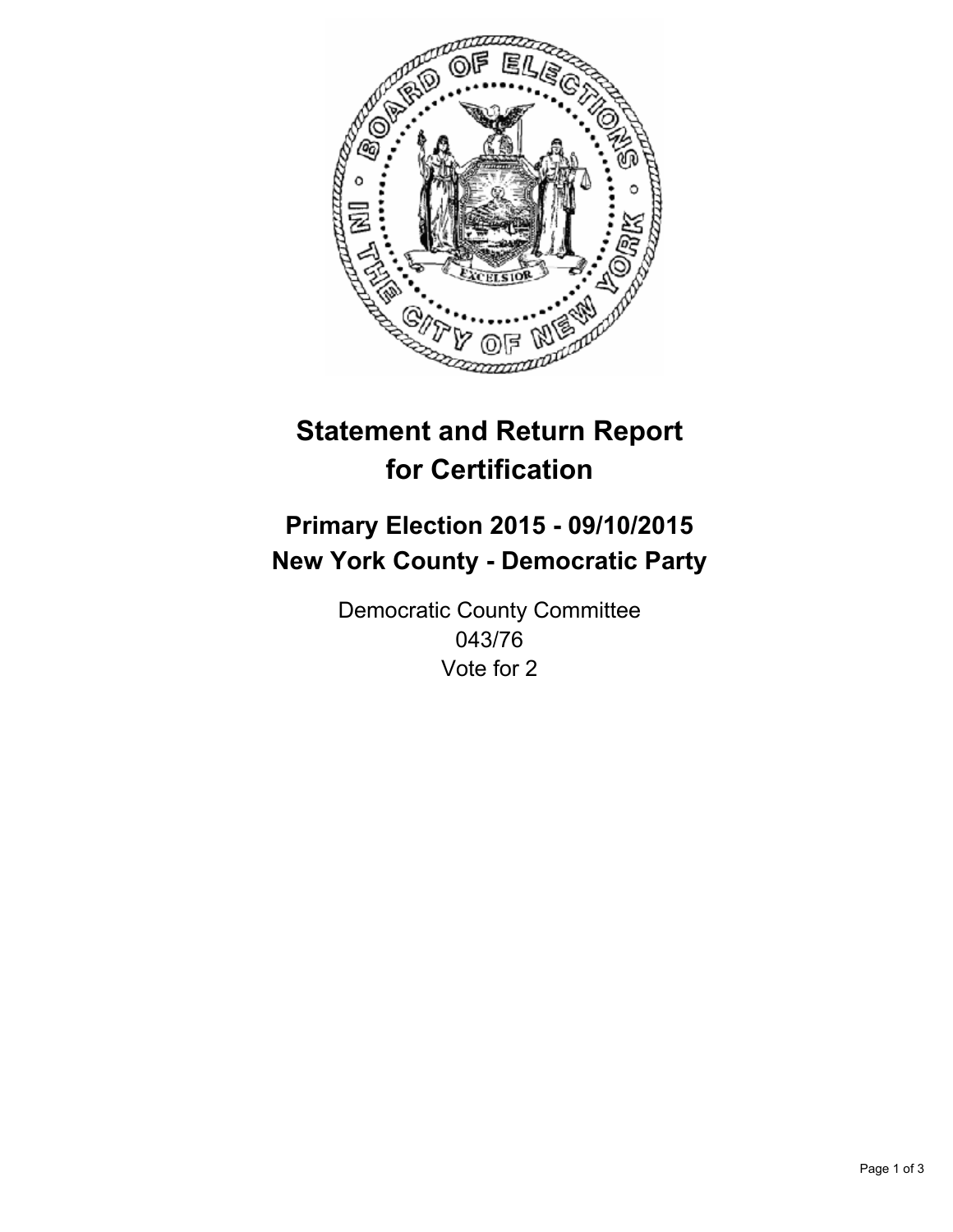# Statement and Return Report for Certification

## Primary Election 2015 - 09/10/2015
## New York County - Democratic Party

Democratic County Committee
043/76
Vote for 2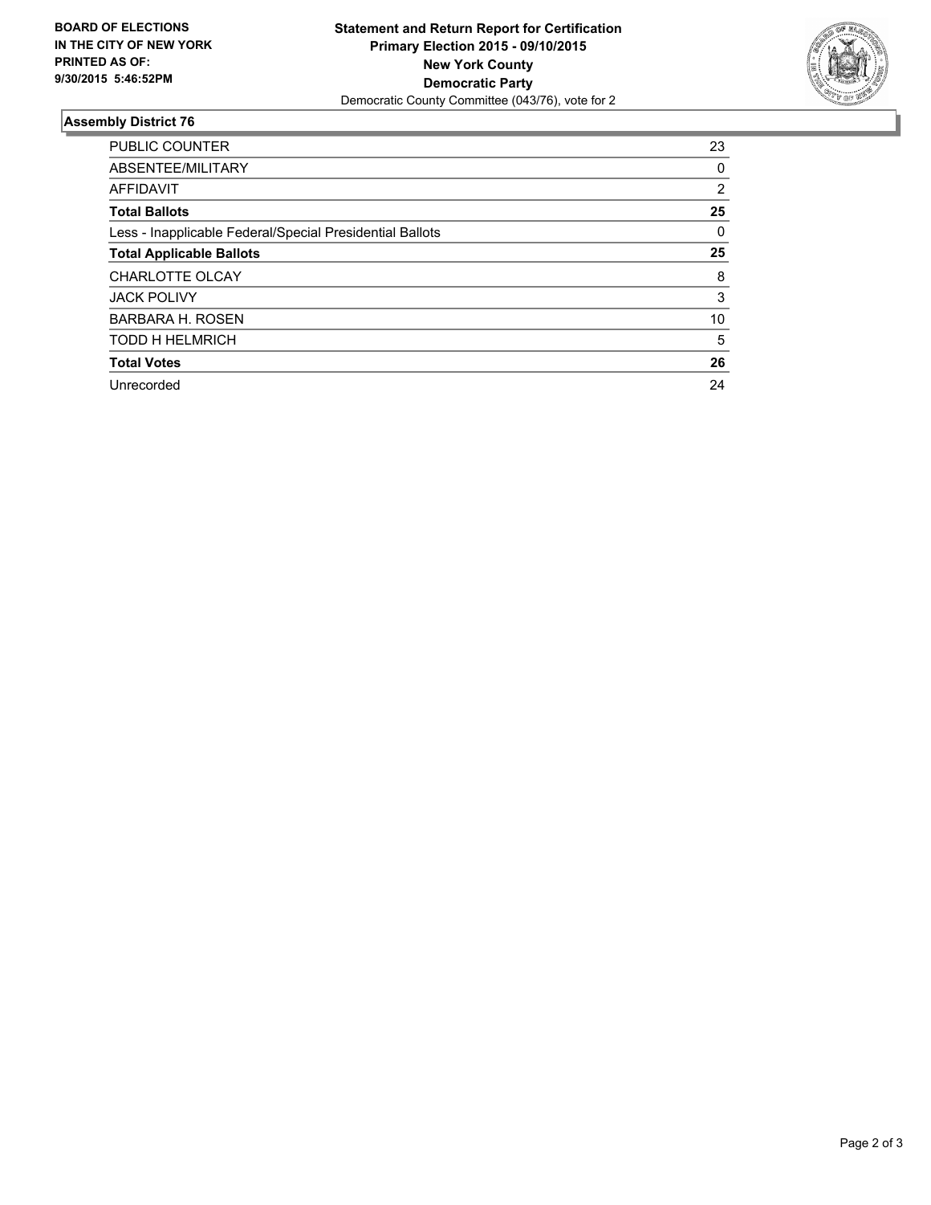**BOARD OF ELECTIONS IN THE CITY OF NEW YORK PRINTED AS OF: 9/30/2015 5:46:52PM**

**Statement and Return Report for Certification**
**Primary Election 2015 - 09/10/2015**
**New York County**
**Democratic Party**
Democratic County Committee (043/76), vote for 2

### Assembly District 76

| | |
|---|---|
| PUBLIC COUNTER | 23 |
| ABSENTEE/MILITARY | 0 |
| AFFIDAVIT | 2 |
| **Total Ballots** | **25** |
| Less - Inapplicable Federal/Special Presidential Ballots | 0 |
| **Total Applicable Ballots** | **25** |
| CHARLOTTE OLCAY | 8 |
| JACK POLIVY | 3 |
| BARBARA H. ROSEN | 10 |
| TODD H HELMRICH | 5 |
| **Total Votes** | **26** |
| Unrecorded | 24 |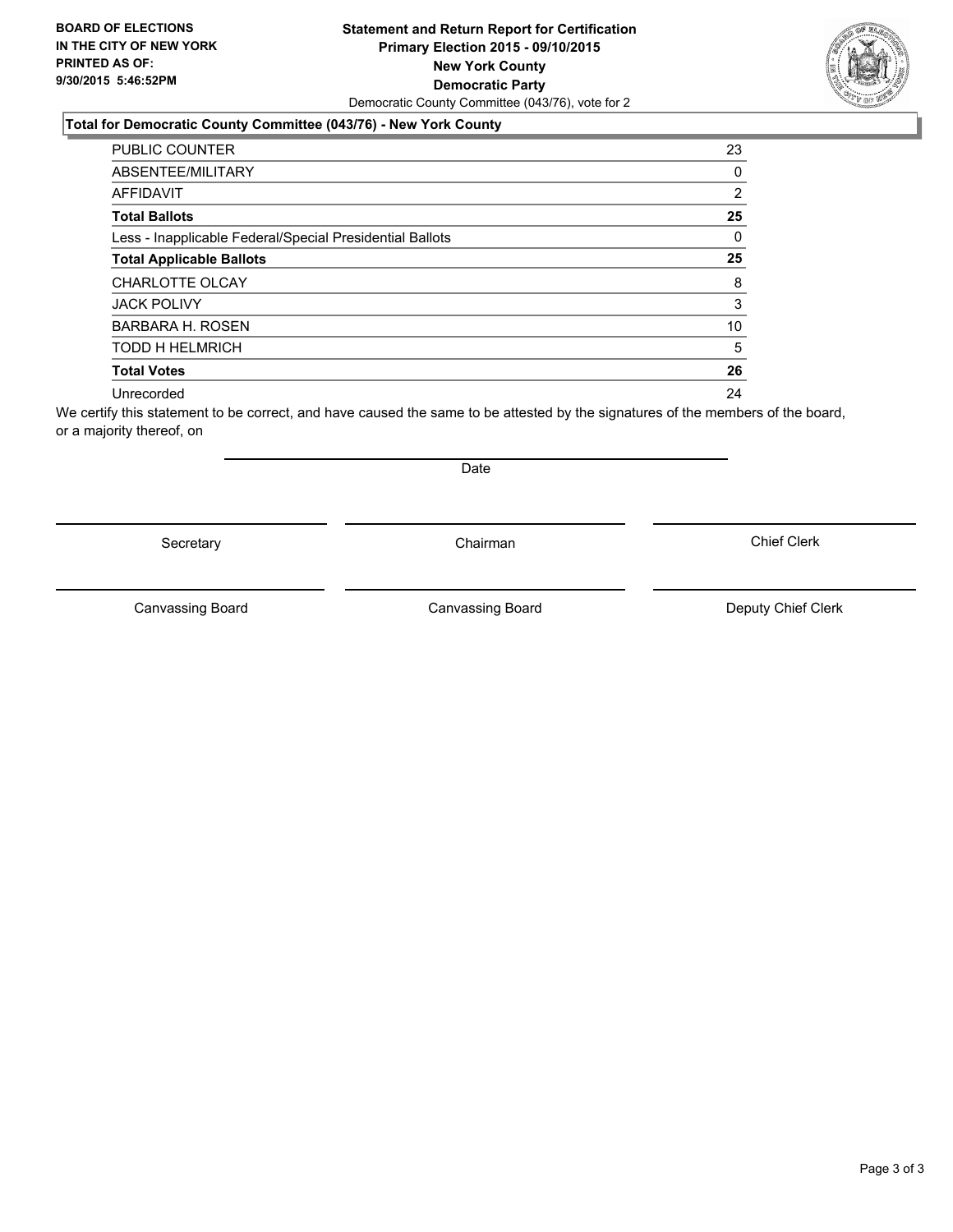**BOARD OF ELECTIONS IN THE CITY OF NEW YORK PRINTED AS OF: 9/30/2015 5:46:52PM**

**Statement and Return Report for Certification**
**Primary Election 2015 - 09/10/2015**
**New York County**
**Democratic Party**
Democratic County Committee (043/76), vote for 2

**Total for Democratic County Committee (043/76) - New York County**

| | |
|---|---|
| PUBLIC COUNTER | 23 |
| ABSENTEE/MILITARY | 0 |
| AFFIDAVIT | 2 |
| **Total Ballots** | **25** |
| Less - Inapplicable Federal/Special Presidential Ballots | 0 |
| **Total Applicable Ballots** | **25** |
| CHARLOTTE OLCAY | 8 |
| JACK POLIVY | 3 |
| BARBARA H. ROSEN | 10 |
| TODD H HELMRICH | 5 |
| **Total Votes** | **26** |
| Unrecorded | 24 |

We certify this statement to be correct, and have caused the same to be attested by the signatures of the members of the board, or a majority thereof, on

Date

Secretary | Chairman | Chief Clerk

Canvassing Board | Canvassing Board | Deputy Chief Clerk